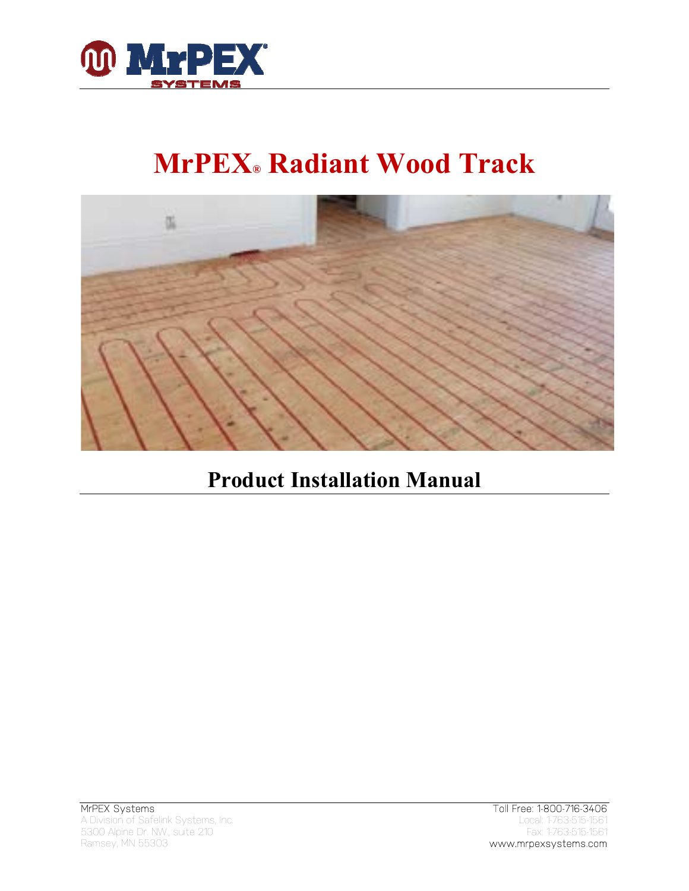# MrPEX® Radiant Wood Track

## Product Installation Manual

MrPEX Systems
A Division of Safelink Systems, Inc.
5300 Alpine Dr. NW, suite 210
Ramsey, MN 55303

Toll Free: 1-800-716-3406
Local: 1-763-515-1561
Fax: 1-763-515-1561
www.mrpexsystems.com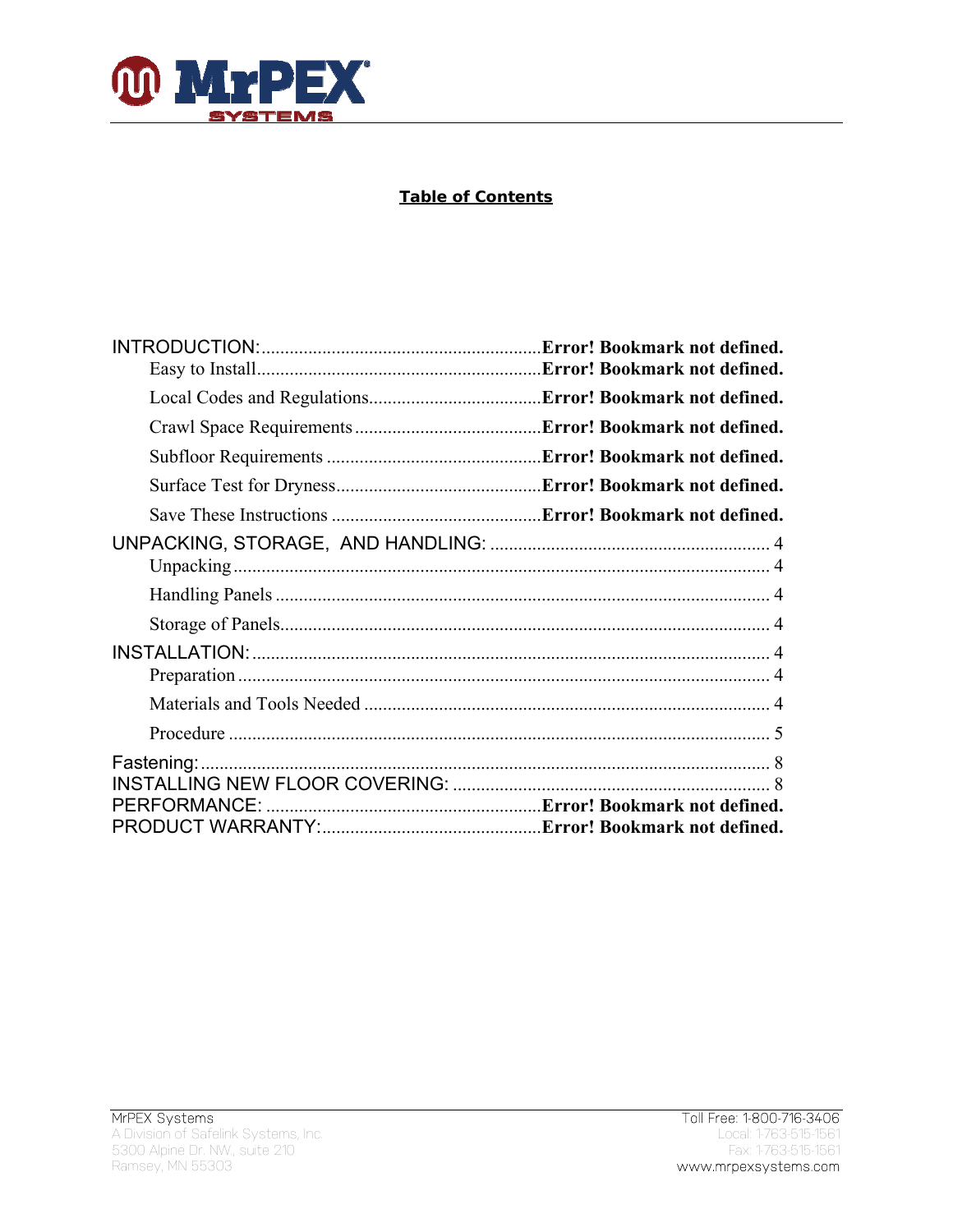**Table of Contents**

INTRODUCTION: .......................................................... Error! Bookmark not defined.
- Easy to Install .......................................................... Error! Bookmark not defined.
- Local Codes and Regulations .......................................................... Error! Bookmark not defined.
- Crawl Space Requirements .......................................................... Error! Bookmark not defined.
- Subfloor Requirements .......................................................... Error! Bookmark not defined.
- Surface Test for Dryness .......................................................... Error! Bookmark not defined.
- Save These Instructions .......................................................... Error! Bookmark not defined.

UNPACKING, STORAGE, AND HANDLING: .......................................................... 4
- Unpacking .......................................................... 4
- Handling Panels .......................................................... 4
- Storage of Panels .......................................................... 4

INSTALLATION: .......................................................... 4
- Preparation .......................................................... 4
- Materials and Tools Needed .......................................................... 4
- Procedure .......................................................... 5

Fastening: .......................................................... 8

INSTALLING NEW FLOOR COVERING: .......................................................... 8

PERFORMANCE: .......................................................... Error! Bookmark not defined.

PRODUCT WARRANTY: .......................................................... Error! Bookmark not defined.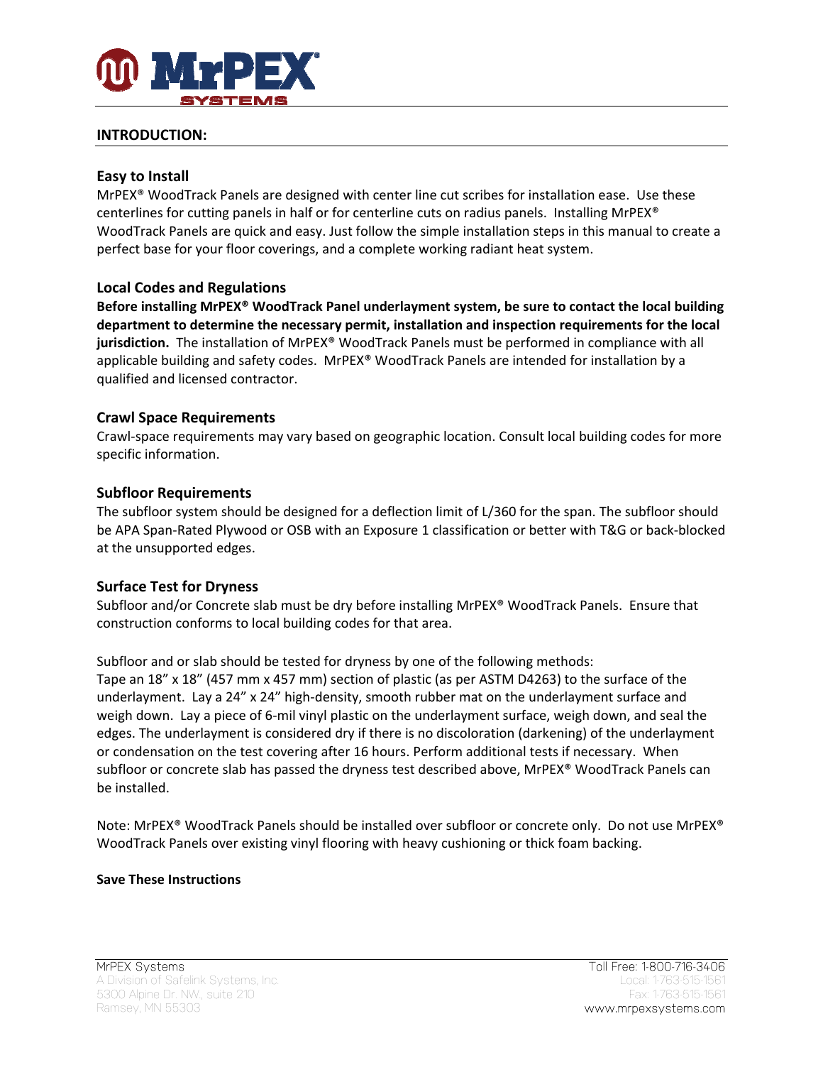## INTRODUCTION:

### Easy to Install

MrPEX® WoodTrack Panels are designed with center line cut scribes for installation ease. Use these centerlines for cutting panels in half or for centerline cuts on radius panels. Installing MrPEX® WoodTrack Panels are quick and easy. Just follow the simple installation steps in this manual to create a perfect base for your floor coverings, and a complete working radiant heat system.

### Local Codes and Regulations

**Before installing MrPEX® WoodTrack Panel underlayment system, be sure to contact the local building department to determine the necessary permit, installation and inspection requirements for the local jurisdiction.** The installation of MrPEX® WoodTrack Panels must be performed in compliance with all applicable building and safety codes. MrPEX® WoodTrack Panels are intended for installation by a qualified and licensed contractor.

### Crawl Space Requirements

Crawl-space requirements may vary based on geographic location. Consult local building codes for more specific information.

### Subfloor Requirements

The subfloor system should be designed for a deflection limit of L/360 for the span. The subfloor should be APA Span-Rated Plywood or OSB with an Exposure 1 classification or better with T&G or back-blocked at the unsupported edges.

### Surface Test for Dryness

Subfloor and/or Concrete slab must be dry before installing MrPEX® WoodTrack Panels. Ensure that construction conforms to local building codes for that area.

Subfloor and or slab should be tested for dryness by one of the following methods:
Tape an 18" x 18" (457 mm x 457 mm) section of plastic (as per ASTM D4263) to the surface of the underlayment. Lay a 24" x 24" high-density, smooth rubber mat on the underlayment surface and weigh down. Lay a piece of 6-mil vinyl plastic on the underlayment surface, weigh down, and seal the edges. The underlayment is considered dry if there is no discoloration (darkening) of the underlayment or condensation on the test covering after 16 hours. Perform additional tests if necessary. When subfloor or concrete slab has passed the dryness test described above, MrPEX® WoodTrack Panels can be installed.

Note: MrPEX® WoodTrack Panels should be installed over subfloor or concrete only. Do not use MrPEX® WoodTrack Panels over existing vinyl flooring with heavy cushioning or thick foam backing.

**Save These Instructions**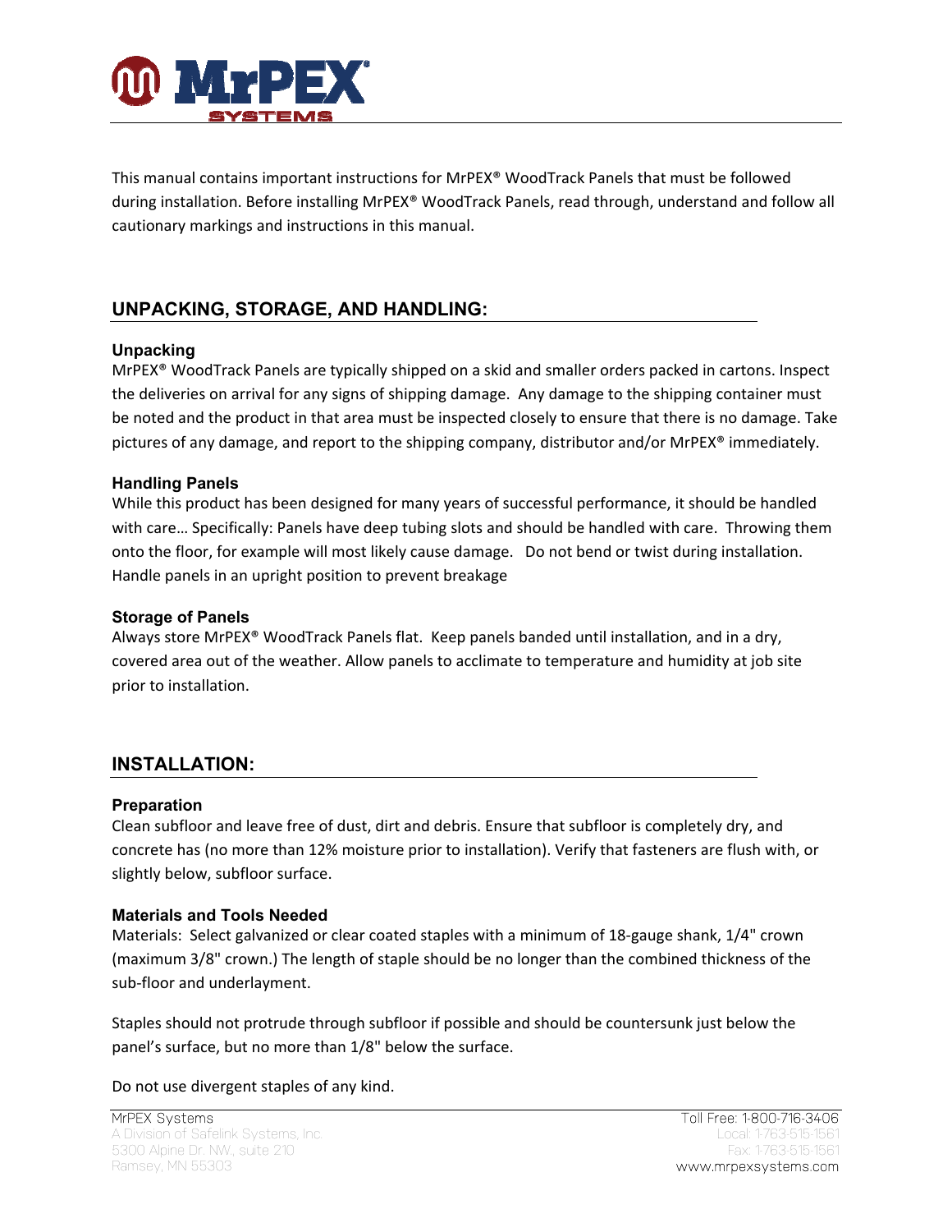This manual contains important instructions for MrPEX® WoodTrack Panels that must be followed during installation. Before installing MrPEX® WoodTrack Panels, read through, understand and follow all cautionary markings and instructions in this manual.

## UNPACKING, STORAGE, AND HANDLING:

### Unpacking

MrPEX® WoodTrack Panels are typically shipped on a skid and smaller orders packed in cartons. Inspect the deliveries on arrival for any signs of shipping damage. Any damage to the shipping container must be noted and the product in that area must be inspected closely to ensure that there is no damage. Take pictures of any damage, and report to the shipping company, distributor and/or MrPEX® immediately.

### Handling Panels

While this product has been designed for many years of successful performance, it should be handled with care… Specifically: Panels have deep tubing slots and should be handled with care. Throwing them onto the floor, for example will most likely cause damage. Do not bend or twist during installation. Handle panels in an upright position to prevent breakage

### Storage of Panels

Always store MrPEX® WoodTrack Panels flat. Keep panels banded until installation, and in a dry, covered area out of the weather. Allow panels to acclimate to temperature and humidity at job site prior to installation.

## INSTALLATION:

### Preparation

Clean subfloor and leave free of dust, dirt and debris. Ensure that subfloor is completely dry, and concrete has (no more than 12% moisture prior to installation). Verify that fasteners are flush with, or slightly below, subfloor surface.

### Materials and Tools Needed

Materials: Select galvanized or clear coated staples with a minimum of 18-gauge shank, 1/4" crown (maximum 3/8" crown.) The length of staple should be no longer than the combined thickness of the sub-floor and underlayment.

Staples should not protrude through subfloor if possible and should be countersunk just below the panel's surface, but no more than 1/8" below the surface.

Do not use divergent staples of any kind.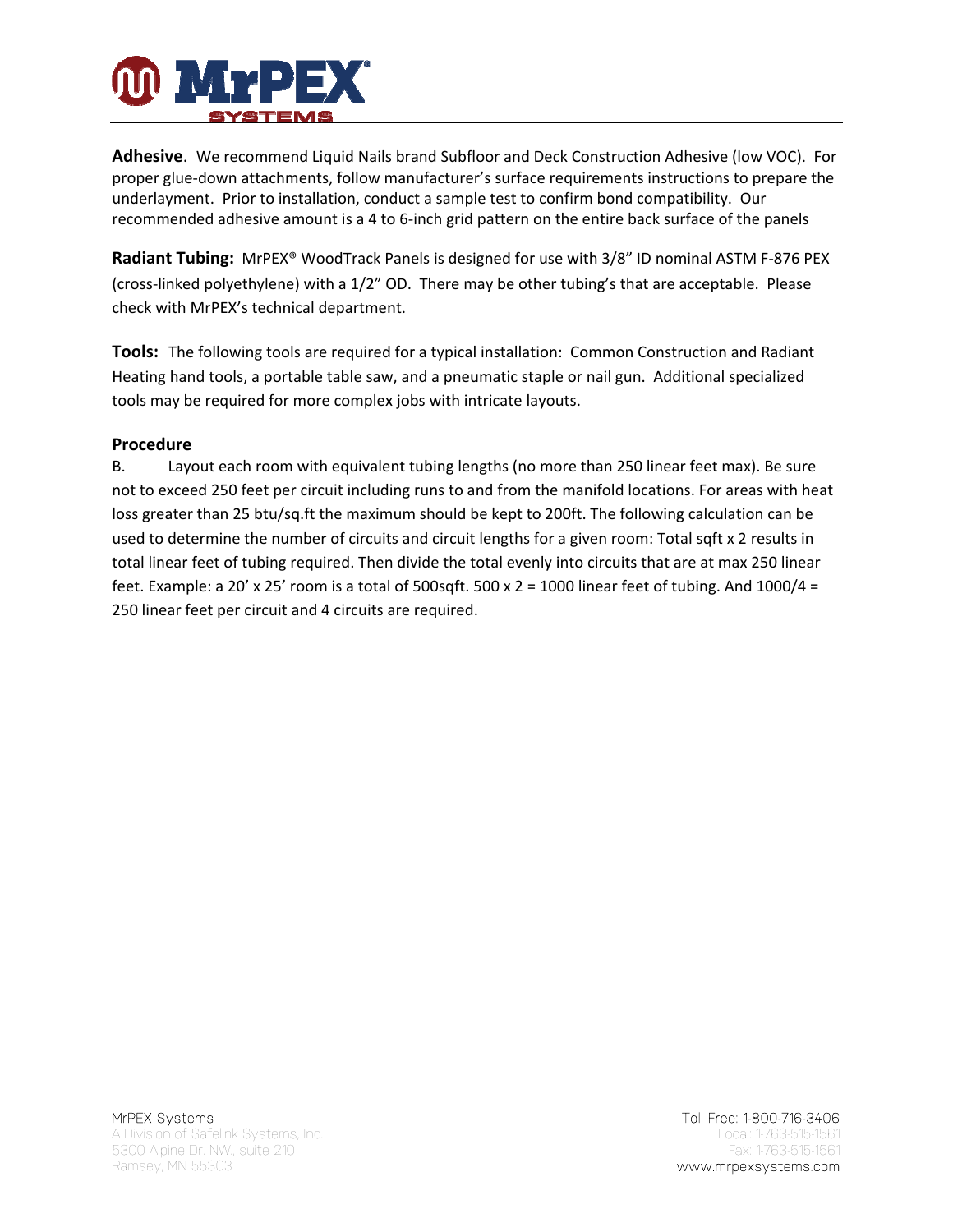**Adhesive**. We recommend Liquid Nails brand Subfloor and Deck Construction Adhesive (low VOC). For proper glue-down attachments, follow manufacturer's surface requirements instructions to prepare the underlayment. Prior to installation, conduct a sample test to confirm bond compatibility. Our recommended adhesive amount is a 4 to 6-inch grid pattern on the entire back surface of the panels

**Radiant Tubing:** MrPEX® WoodTrack Panels is designed for use with 3/8" ID nominal ASTM F-876 PEX (cross-linked polyethylene) with a 1/2" OD. There may be other tubing's that are acceptable. Please check with MrPEX's technical department.

**Tools:** The following tools are required for a typical installation: Common Construction and Radiant Heating hand tools, a portable table saw, and a pneumatic staple or nail gun. Additional specialized tools may be required for more complex jobs with intricate layouts.

**Procedure**

B. Layout each room with equivalent tubing lengths (no more than 250 linear feet max). Be sure not to exceed 250 feet per circuit including runs to and from the manifold locations. For areas with heat loss greater than 25 btu/sq.ft the maximum should be kept to 200ft. The following calculation can be used to determine the number of circuits and circuit lengths for a given room: Total sqft x 2 results in total linear feet of tubing required. Then divide the total evenly into circuits that are at max 250 linear feet. Example: a 20' x 25' room is a total of 500sqft. 500 x 2 = 1000 linear feet of tubing. And 1000/4 = 250 linear feet per circuit and 4 circuits are required.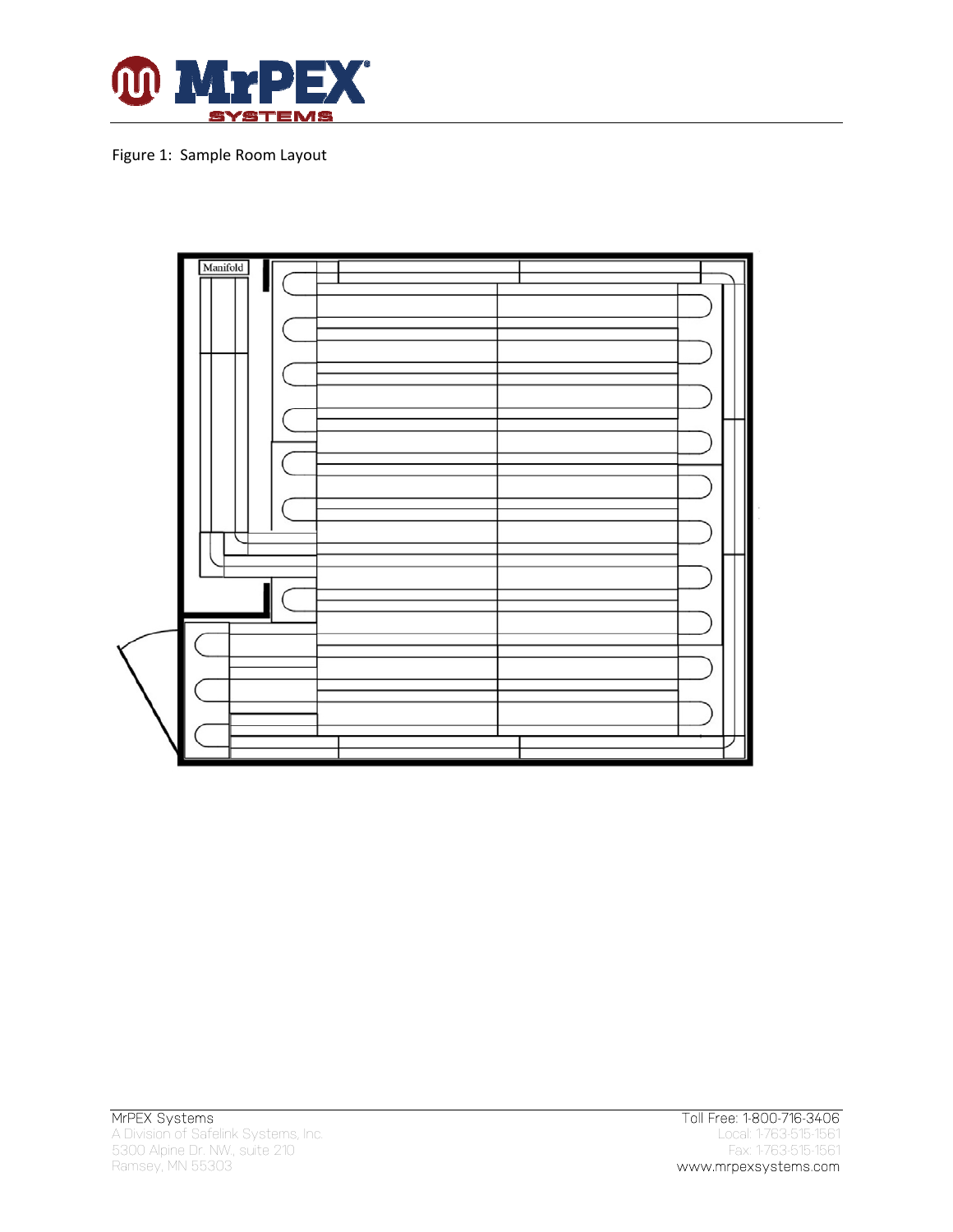Figure 1: Sample Room Layout

Manifold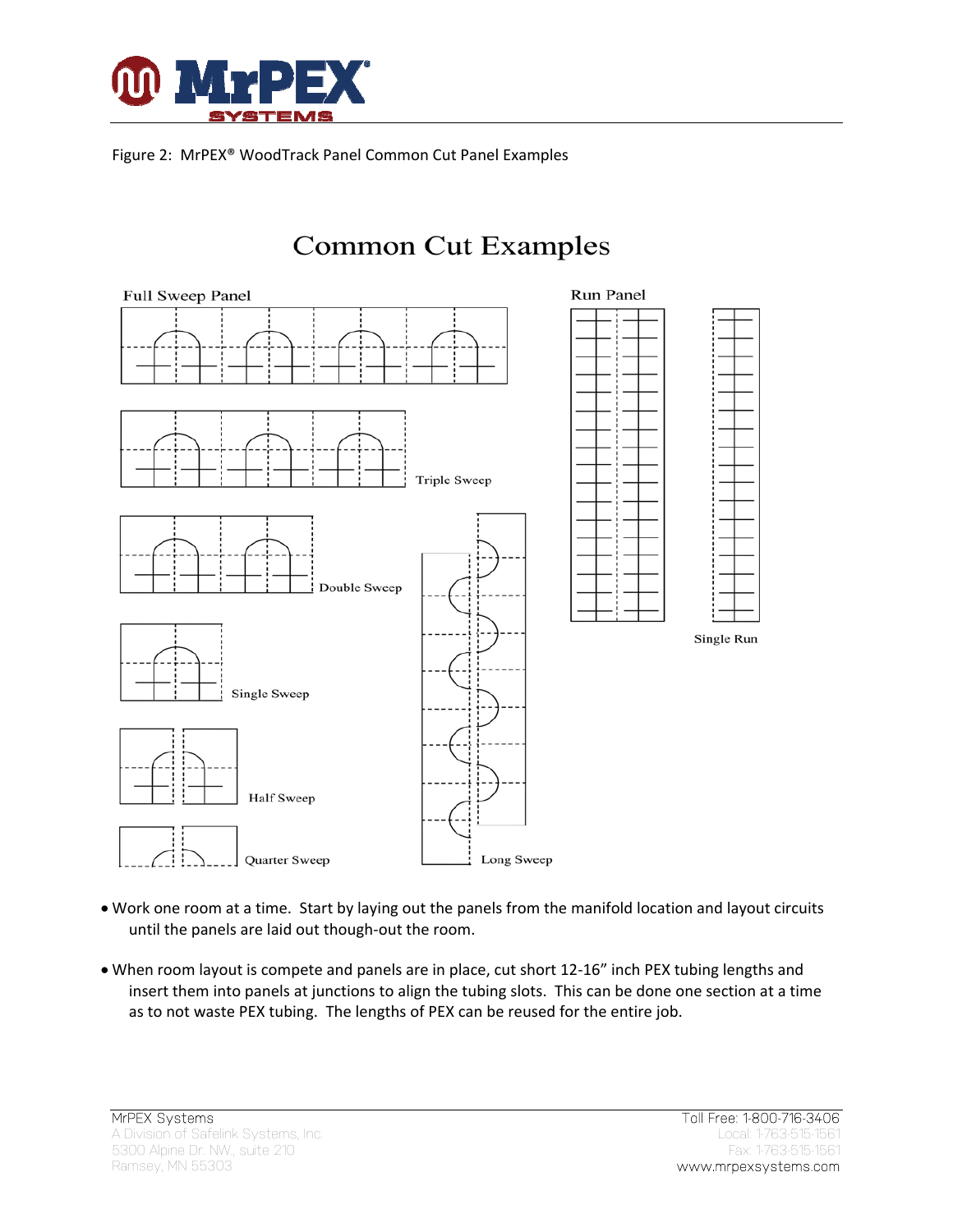Figure 2: MrPEX® WoodTrack Panel Common Cut Panel Examples

Common Cut Examples

Full Sweep Panel

Triple Sweep

Double Sweep

Single Sweep

Half Sweep

Quarter Sweep

Long Sweep

Run Panel

Single Run

- Work one room at a time. Start by laying out the panels from the manifold location and layout circuits until the panels are laid out though-out the room.

- When room layout is compete and panels are in place, cut short 12-16" inch PEX tubing lengths and insert them into panels at junctions to align the tubing slots. This can be done one section at a time as to not waste PEX tubing. The lengths of PEX can be reused for the entire job.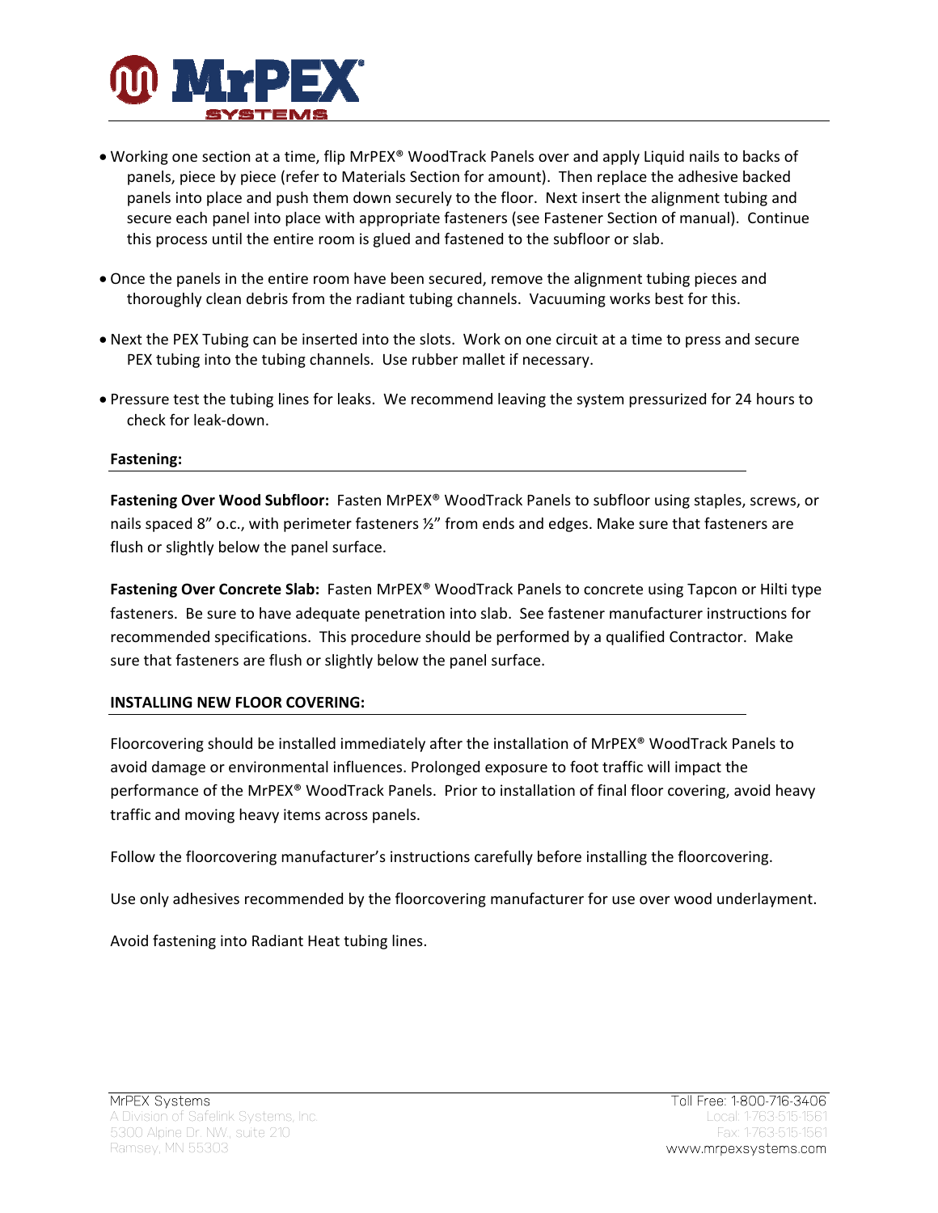- Working one section at a time, flip MrPEX® WoodTrack Panels over and apply Liquid nails to backs of panels, piece by piece (refer to Materials Section for amount). Then replace the adhesive backed panels into place and push them down securely to the floor. Next insert the alignment tubing and secure each panel into place with appropriate fasteners (see Fastener Section of manual). Continue this process until the entire room is glued and fastened to the subfloor or slab.
- Once the panels in the entire room have been secured, remove the alignment tubing pieces and thoroughly clean debris from the radiant tubing channels. Vacuuming works best for this.
- Next the PEX Tubing can be inserted into the slots. Work on one circuit at a time to press and secure PEX tubing into the tubing channels. Use rubber mallet if necessary.
- Pressure test the tubing lines for leaks. We recommend leaving the system pressurized for 24 hours to check for leak-down.

**Fastening:**

**Fastening Over Wood Subfloor:** Fasten MrPEX® WoodTrack Panels to subfloor using staples, screws, or nails spaced 8" o.c., with perimeter fasteners ½" from ends and edges. Make sure that fasteners are flush or slightly below the panel surface.

**Fastening Over Concrete Slab:** Fasten MrPEX® WoodTrack Panels to concrete using Tapcon or Hilti type fasteners. Be sure to have adequate penetration into slab. See fastener manufacturer instructions for recommended specifications. This procedure should be performed by a qualified Contractor. Make sure that fasteners are flush or slightly below the panel surface.

**INSTALLING NEW FLOOR COVERING:**

Floorcovering should be installed immediately after the installation of MrPEX® WoodTrack Panels to avoid damage or environmental influences. Prolonged exposure to foot traffic will impact the performance of the MrPEX® WoodTrack Panels. Prior to installation of final floor covering, avoid heavy traffic and moving heavy items across panels.

Follow the floorcovering manufacturer's instructions carefully before installing the floorcovering.

Use only adhesives recommended by the floorcovering manufacturer for use over wood underlayment.

Avoid fastening into Radiant Heat tubing lines.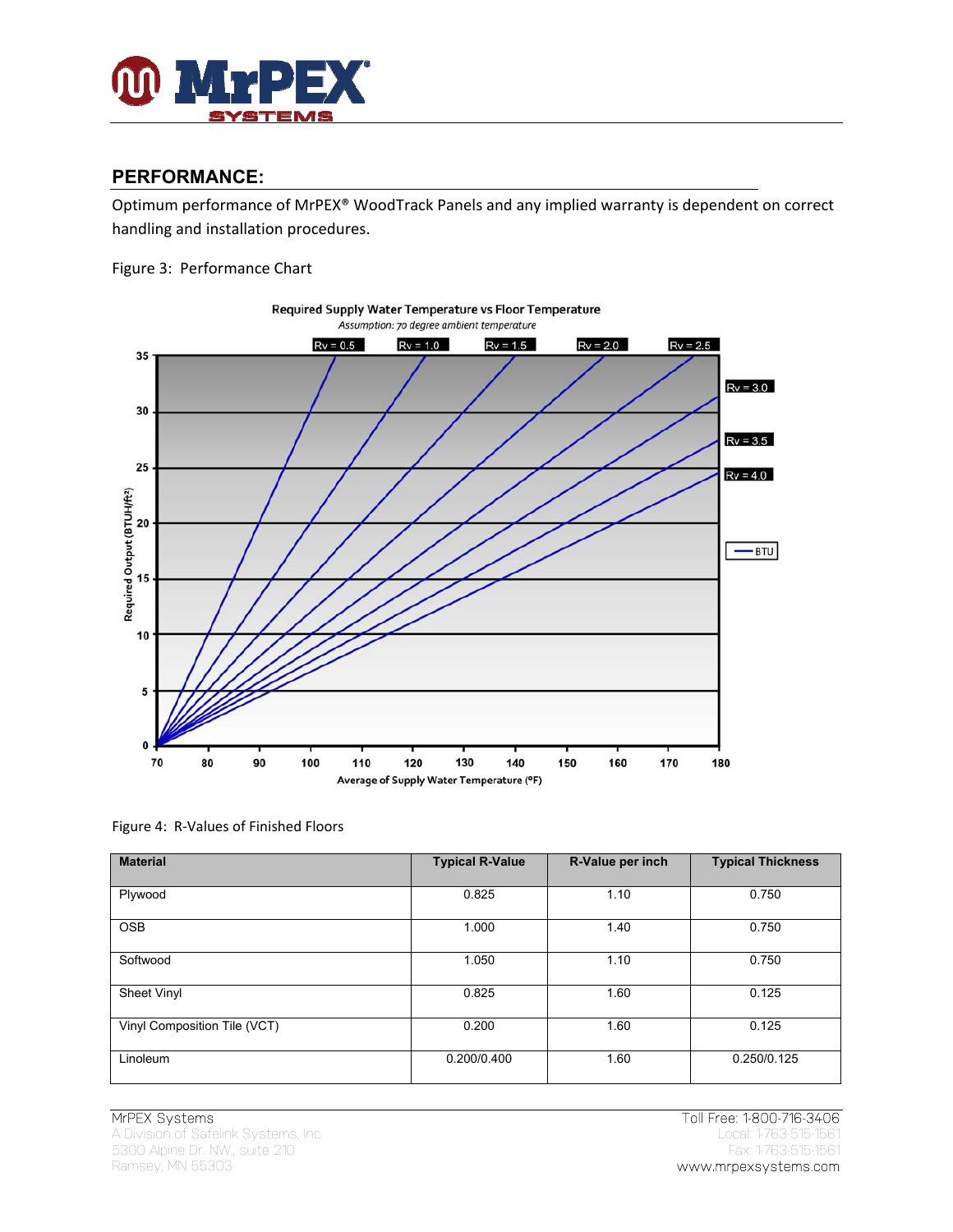## PERFORMANCE:

Optimum performance of MrPEX® WoodTrack Panels and any implied warranty is dependent on correct handling and installation procedures.

Figure 3: Performance Chart

Figure 4: R-Values of Finished Floors

| Material | Typical R-Value | R-Value per inch | Typical Thickness |
|---|---|---|---|
| Plywood | 0.825 | 1.10 | 0.750 |
| OSB | 1.000 | 1.40 | 0.750 |
| Softwood | 1.050 | 1.10 | 0.750 |
| Sheet Vinyl | 0.825 | 1.60 | 0.125 |
| Vinyl Composition Tile (VCT) | 0.200 | 1.60 | 0.125 |
| Linoleum | 0.200/0.400 | 1.60 | 0.250/0.125 |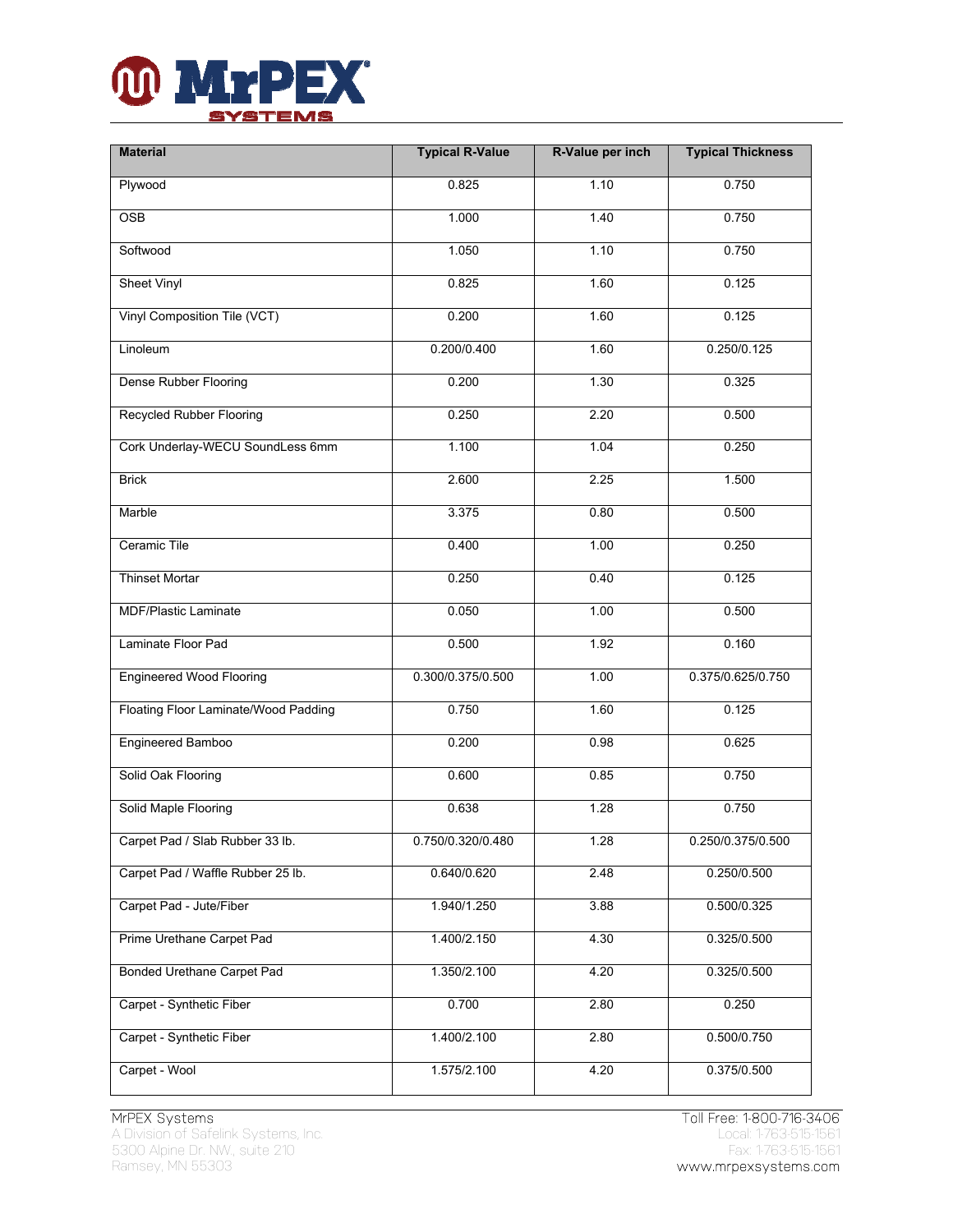| Material | Typical R-Value | R-Value per inch | Typical Thickness |
|---|---|---|---|
| Plywood | 0.825 | 1.10 | 0.750 |
| OSB | 1.000 | 1.40 | 0.750 |
| Softwood | 1.050 | 1.10 | 0.750 |
| Sheet Vinyl | 0.825 | 1.60 | 0.125 |
| Vinyl Composition Tile (VCT) | 0.200 | 1.60 | 0.125 |
| Linoleum | 0.200/0.400 | 1.60 | 0.250/0.125 |
| Dense Rubber Flooring | 0.200 | 1.30 | 0.325 |
| Recycled Rubber Flooring | 0.250 | 2.20 | 0.500 |
| Cork Underlay-WECU SoundLess 6mm | 1.100 | 1.04 | 0.250 |
| Brick | 2.600 | 2.25 | 1.500 |
| Marble | 3.375 | 0.80 | 0.500 |
| Ceramic Tile | 0.400 | 1.00 | 0.250 |
| Thinset Mortar | 0.250 | 0.40 | 0.125 |
| MDF/Plastic Laminate | 0.050 | 1.00 | 0.500 |
| Laminate Floor Pad | 0.500 | 1.92 | 0.160 |
| Engineered Wood Flooring | 0.300/0.375/0.500 | 1.00 | 0.375/0.625/0.750 |
| Floating Floor Laminate/Wood Padding | 0.750 | 1.60 | 0.125 |
| Engineered Bamboo | 0.200 | 0.98 | 0.625 |
| Solid Oak Flooring | 0.600 | 0.85 | 0.750 |
| Solid Maple Flooring | 0.638 | 1.28 | 0.750 |
| Carpet Pad / Slab Rubber 33 lb. | 0.750/0.320/0.480 | 1.28 | 0.250/0.375/0.500 |
| Carpet Pad / Waffle Rubber 25 lb. | 0.640/0.620 | 2.48 | 0.250/0.500 |
| Carpet Pad - Jute/Fiber | 1.940/1.250 | 3.88 | 0.500/0.325 |
| Prime Urethane Carpet Pad | 1.400/2.150 | 4.30 | 0.325/0.500 |
| Bonded Urethane Carpet Pad | 1.350/2.100 | 4.20 | 0.325/0.500 |
| Carpet - Synthetic Fiber | 0.700 | 2.80 | 0.250 |
| Carpet - Synthetic Fiber | 1.400/2.100 | 2.80 | 0.500/0.750 |
| Carpet - Wool | 1.575/2.100 | 4.20 | 0.375/0.500 |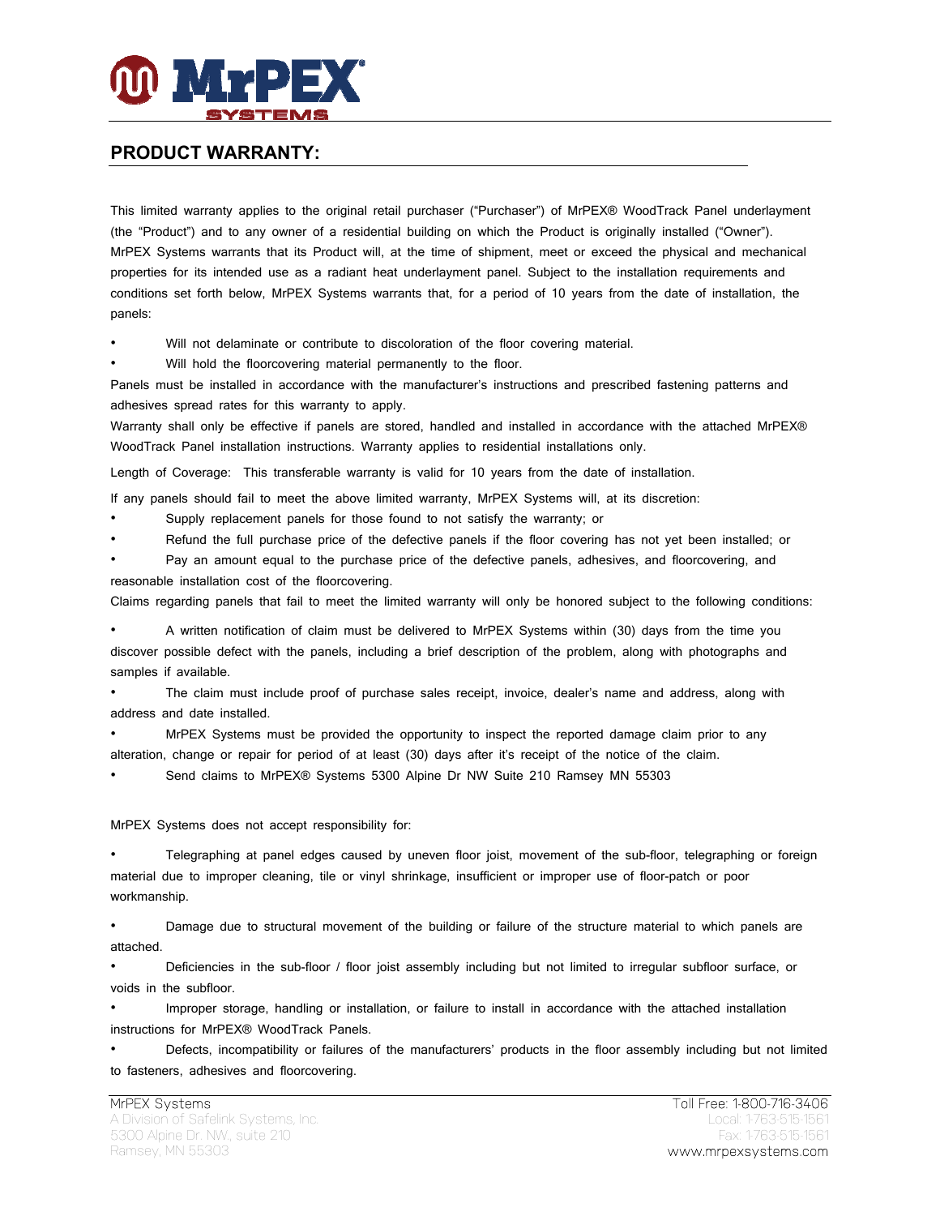## PRODUCT WARRANTY:

This limited warranty applies to the original retail purchaser ("Purchaser") of MrPEX® WoodTrack Panel underlayment (the "Product") and to any owner of a residential building on which the Product is originally installed ("Owner"). MrPEX Systems warrants that its Product will, at the time of shipment, meet or exceed the physical and mechanical properties for its intended use as a radiant heat underlayment panel. Subject to the installation requirements and conditions set forth below, MrPEX Systems warrants that, for a period of 10 years from the date of installation, the panels:

- Will not delaminate or contribute to discoloration of the floor covering material.
- Will hold the floorcovering material permanently to the floor.

Panels must be installed in accordance with the manufacturer's instructions and prescribed fastening patterns and adhesives spread rates for this warranty to apply.

Warranty shall only be effective if panels are stored, handled and installed in accordance with the attached MrPEX® WoodTrack Panel installation instructions. Warranty applies to residential installations only.

Length of Coverage: This transferable warranty is valid for 10 years from the date of installation.

If any panels should fail to meet the above limited warranty, MrPEX Systems will, at its discretion:

- Supply replacement panels for those found to not satisfy the warranty; or
- Refund the full purchase price of the defective panels if the floor covering has not yet been installed; or
- Pay an amount equal to the purchase price of the defective panels, adhesives, and floorcovering, and reasonable installation cost of the floorcovering.

Claims regarding panels that fail to meet the limited warranty will only be honored subject to the following conditions:

- A written notification of claim must be delivered to MrPEX Systems within (30) days from the time you discover possible defect with the panels, including a brief description of the problem, along with photographs and samples if available.
- The claim must include proof of purchase sales receipt, invoice, dealer's name and address, along with address and date installed.
- MrPEX Systems must be provided the opportunity to inspect the reported damage claim prior to any alteration, change or repair for period of at least (30) days after it's receipt of the notice of the claim.
- Send claims to MrPEX® Systems 5300 Alpine Dr NW Suite 210 Ramsey MN 55303

MrPEX Systems does not accept responsibility for:

- Telegraphing at panel edges caused by uneven floor joist, movement of the sub-floor, telegraphing or foreign material due to improper cleaning, tile or vinyl shrinkage, insufficient or improper use of floor-patch or poor workmanship.
- Damage due to structural movement of the building or failure of the structure material to which panels are attached.
- Deficiencies in the sub-floor / floor joist assembly including but not limited to irregular subfloor surface, or voids in the subfloor.
- Improper storage, handling or installation, or failure to install in accordance with the attached installation instructions for MrPEX® WoodTrack Panels.
- Defects, incompatibility or failures of the manufacturers' products in the floor assembly including but not limited to fasteners, adhesives and floorcovering.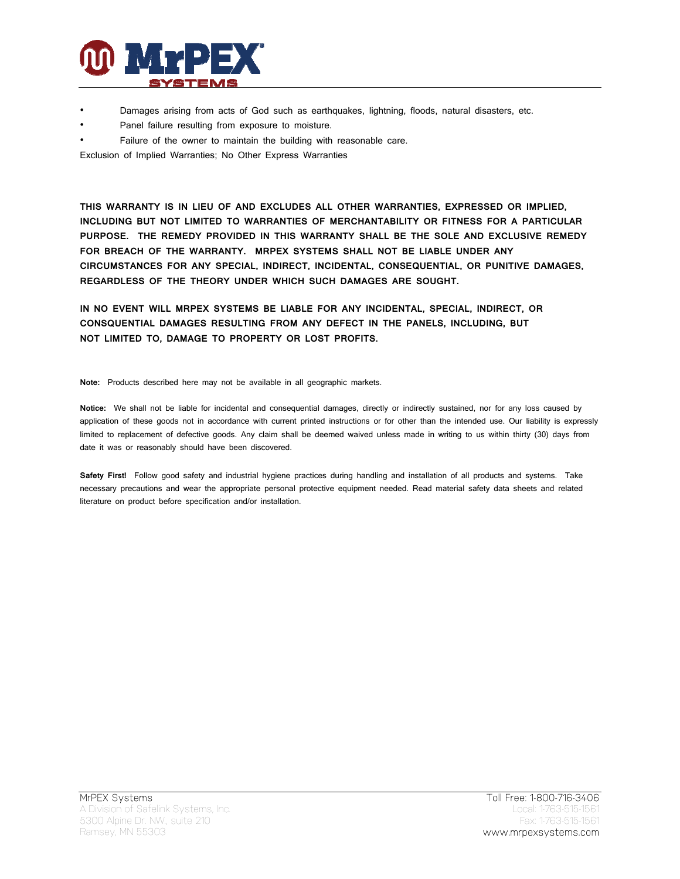- Damages arising from acts of God such as earthquakes, lightning, floods, natural disasters, etc.
- Panel failure resulting from exposure to moisture.
- Failure of the owner to maintain the building with reasonable care.

Exclusion of Implied Warranties; No Other Express Warranties

**THIS WARRANTY IS IN LIEU OF AND EXCLUDES ALL OTHER WARRANTIES, EXPRESSED OR IMPLIED, INCLUDING BUT NOT LIMITED TO WARRANTIES OF MERCHANTABILITY OR FITNESS FOR A PARTICULAR PURPOSE. THE REMEDY PROVIDED IN THIS WARRANTY SHALL BE THE SOLE AND EXCLUSIVE REMEDY FOR BREACH OF THE WARRANTY. MRPEX SYSTEMS SHALL NOT BE LIABLE UNDER ANY CIRCUMSTANCES FOR ANY SPECIAL, INDIRECT, INCIDENTAL, CONSEQUENTIAL, OR PUNITIVE DAMAGES, REGARDLESS OF THE THEORY UNDER WHICH SUCH DAMAGES ARE SOUGHT.**

**IN NO EVENT WILL MRPEX SYSTEMS BE LIABLE FOR ANY INCIDENTAL, SPECIAL, INDIRECT, OR CONSQUENTIAL DAMAGES RESULTING FROM ANY DEFECT IN THE PANELS, INCLUDING, BUT NOT LIMITED TO, DAMAGE TO PROPERTY OR LOST PROFITS.**

**Note:** Products described here may not be available in all geographic markets.

**Notice:** We shall not be liable for incidental and consequential damages, directly or indirectly sustained, nor for any loss caused by application of these goods not in accordance with current printed instructions or for other than the intended use. Our liability is expressly limited to replacement of defective goods. Any claim shall be deemed waived unless made in writing to us within thirty (30) days from date it was or reasonably should have been discovered.

**Safety First!** Follow good safety and industrial hygiene practices during handling and installation of all products and systems. Take necessary precautions and wear the appropriate personal protective equipment needed. Read material safety data sheets and related literature on product before specification and/or installation.